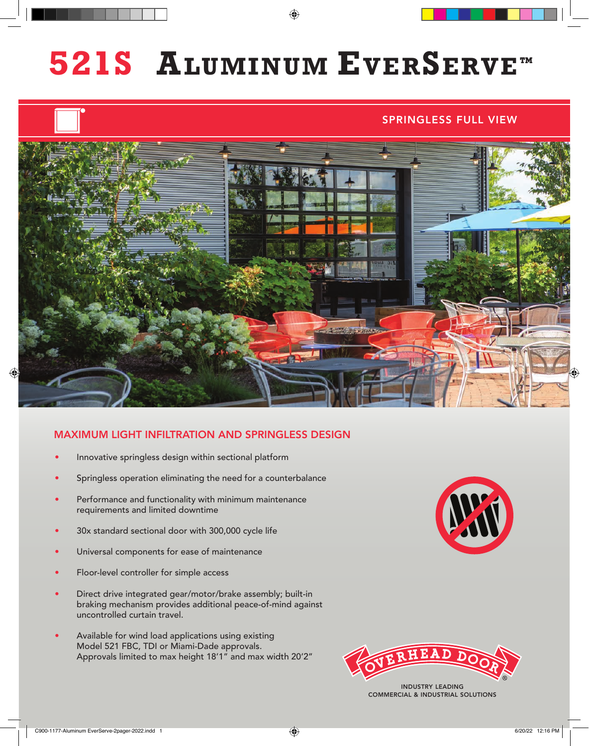# 521S Aluminum EverServe™

SPRINGLESS FULL VIEW

## MAXIMUM LIGHT INFILTRATION AND SPRINGLESS DESIGN

- Innovative springless design within sectional platform
- Springless operation eliminating the need for a counterbalance
- Performance and functionality with minimum maintenance requirements and limited downtime
- 30x standard sectional door with 300,000 cycle life
- Universal components for ease of maintenance
- Floor-level controller for simple access
- Direct drive integrated gear/motor/brake assembly; built-in braking mechanism provides additional peace-of-mind against uncontrolled curtain travel.
- Available for wind load applications using existing Model 521 FBC, TDI or Miami-Dade approvals. Approvals limited to max height 18'1" and max width 20'2"

OVERHEAD DOOR®

INDUSTRY LEADING
COMMERCIAL & INDUSTRIAL SOLUTIONS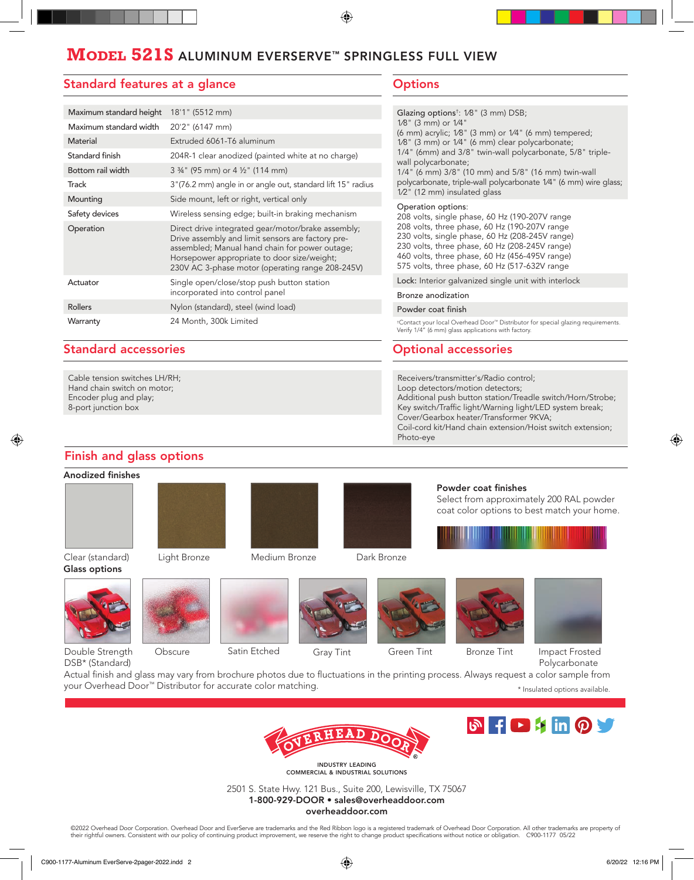# MODEL 521S ALUMINUM EVERSERVE™ SPRINGLESS FULL VIEW

## Standard features at a glance

| | |
|---|---|
| Maximum standard height | 18'1" (5512 mm) |
| Maximum standard width | 20'2" (6147 mm) |
| Material | Extruded 6061-T6 aluminum |
| Standard finish | 204R-1 clear anodized (painted white at no charge) |
| Bottom rail width | 3 ¾" (95 mm) or 4 ½" (114 mm) |
| Track | 3"(76.2 mm) angle in or angle out, standard lift 15" radius |
| Mounting | Side mount, left or right, vertical only |
| Safety devices | Wireless sensing edge; built-in braking mechanism |
| Operation | Direct drive integrated gear/motor/brake assembly; Drive assembly and limit sensors are factory pre-assembled; Manual hand chain for power outage; Horsepower appropriate to door size/weight; 230V AC 3-phase motor (operating range 208-245V) |
| Actuator | Single open/close/stop push button station incorporated into control panel |
| Rollers | Nylon (standard), steel (wind load) |
| Warranty | 24 Month, 300k Limited |

## Options

Glazing options†: 1⁄8" (3 mm) DSB; 1⁄8" (3 mm) or 1⁄4" (6 mm) acrylic; 1⁄8" (3 mm) or 1⁄4" (6 mm) tempered; 1⁄8" (3 mm) or 1⁄4" (6 mm) clear polycarbonate; 1/4" (6mm) and 3/8" twin-wall polycarbonate, 5/8" triple-wall polycarbonate; 1/4" (6 mm) 3/8" (10 mm) and 5/8" (16 mm) twin-wall polycarbonate, triple-wall polycarbonate 1⁄4" (6 mm) wire glass; 1⁄2" (12 mm) insulated glass

Operation options:
208 volts, single phase, 60 Hz (190-207V range
208 volts, three phase, 60 Hz (190-207V range
230 volts, single phase, 60 Hz (208-245V range)
230 volts, three phase, 60 Hz (208-245V range)
460 volts, three phase, 60 Hz (456-495V range)
575 volts, three phase, 60 Hz (517-632V range

Lock: Interior galvanized single unit with interlock

Bronze anodization

Powder coat finish

†Contact your local Overhead Door™ Distributor for special glazing requirements. Verify 1/4" (6 mm) glass applications with factory.

## Standard accessories

Cable tension switches LH/RH;
Hand chain switch on motor;
Encoder plug and play;
8-port junction box

## Optional accessories

Receivers/transmitter's/Radio control;
Loop detectors/motion detectors;
Additional push button station/Treadle switch/Horn/Strobe;
Key switch/Traffic light/Warning light/LED system break;
Cover/Gearbox heater/Transformer 9KVA;
Coil-cord kit/Hand chain extension/Hoist switch extension;
Photo-eye

## Finish and glass options

### Anodized finishes

Clear (standard) | Light Bronze | Medium Bronze | Dark Bronze

### Powder coat finishes

Select from approximately 200 RAL powder coat color options to best match your home.

### Glass options

Double Strength DSB* (Standard) | Obscure | Satin Etched | Gray Tint | Green Tint | Bronze Tint | Impact Frosted Polycarbonate

Actual finish and glass may vary from brochure photos due to fluctuations in the printing process. Always request a color sample from your Overhead Door™ Distributor for accurate color matching.

\* Insulated options available.

OVERHEAD DOOR®
INDUSTRY LEADING COMMERCIAL & INDUSTRIAL SOLUTIONS

2501 S. State Hwy. 121 Bus., Suite 200, Lewisville, TX 75067
**1-800-929-DOOR • sales@overheaddoor.com**
**overheaddoor.com**

©2022 Overhead Door Corporation. Overhead Door and EverServe are trademarks and the Red Ribbon logo is a registered trademark of Overhead Door Corporation. All other trademarks are property of their rightful owners. Consistent with our policy of continuing product improvement, we reserve the right to change product specifications without notice or obligation. C900-1177 05/22